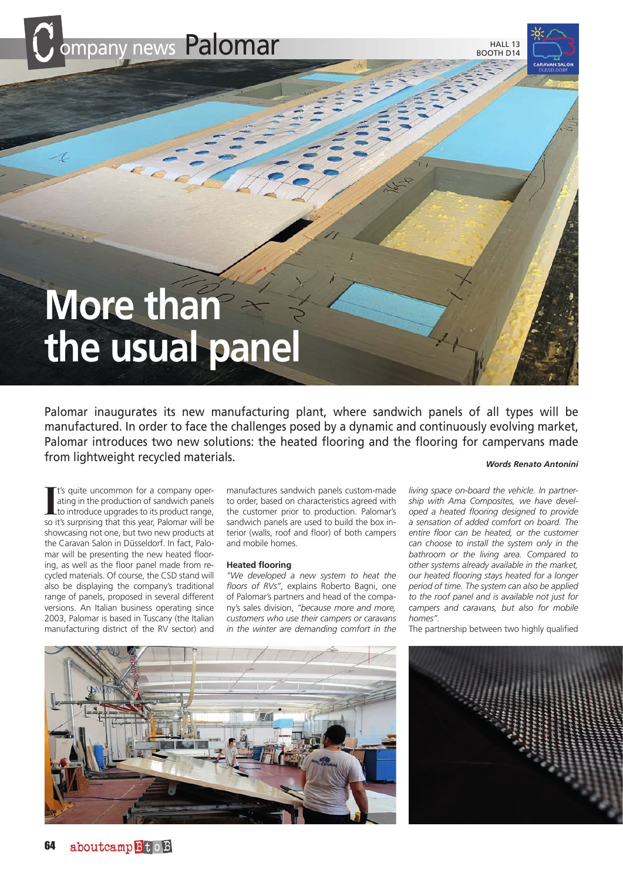Company news Palomar

HALL 13
BOOTH D14

# More than the usual panel

Palomar inaugurates its new manufacturing plant, where sandwich panels of all types will be manufactured. In order to face the challenges posed by a dynamic and continuously evolving market, Palomar introduces two new solutions: the heated flooring and the flooring for campervans made from lightweight recycled materials.

***Words Renato Antonini***

It's quite uncommon for a company operating in the production of sandwich panels to introduce upgrades to its product range, so it's surprising that this year, Palomar will be showcasing not one, but two new products at the Caravan Salon in Düsseldorf. In fact, Palomar will be presenting the new heated flooring, as well as the floor panel made from recycled materials. Of course, the CSD stand will also be displaying the company's traditional range of panels, proposed in several different versions. An Italian business operating since 2003, Palomar is based in Tuscany (the Italian manufacturing district of the RV sector) and manufactures sandwich panels custom-made to order, based on characteristics agreed with the customer prior to production. Palomar's sandwich panels are used to build the box interior (walls, roof and floor) of both campers and mobile homes.

## Heated flooring

*"We developed a new system to heat the floors of RVs"*, explains Roberto Bagni, one of Palomar's partners and head of the company's sales division, *"because more and more, customers who use their campers or caravans in the winter are demanding comfort in the living space on-board the vehicle. In partnership with Ama Composites, we have developed a heated flooring designed to provide a sensation of added comfort on board. The entire floor can be heated, or the customer can choose to install the system only in the bathroom or the living area. Compared to other systems already available in the market, our heated flooring stays heated for a longer period of time. The system can also be applied to the roof panel and is available not just for campers and caravans, but also for mobile homes"*.

The partnership between two highly qualified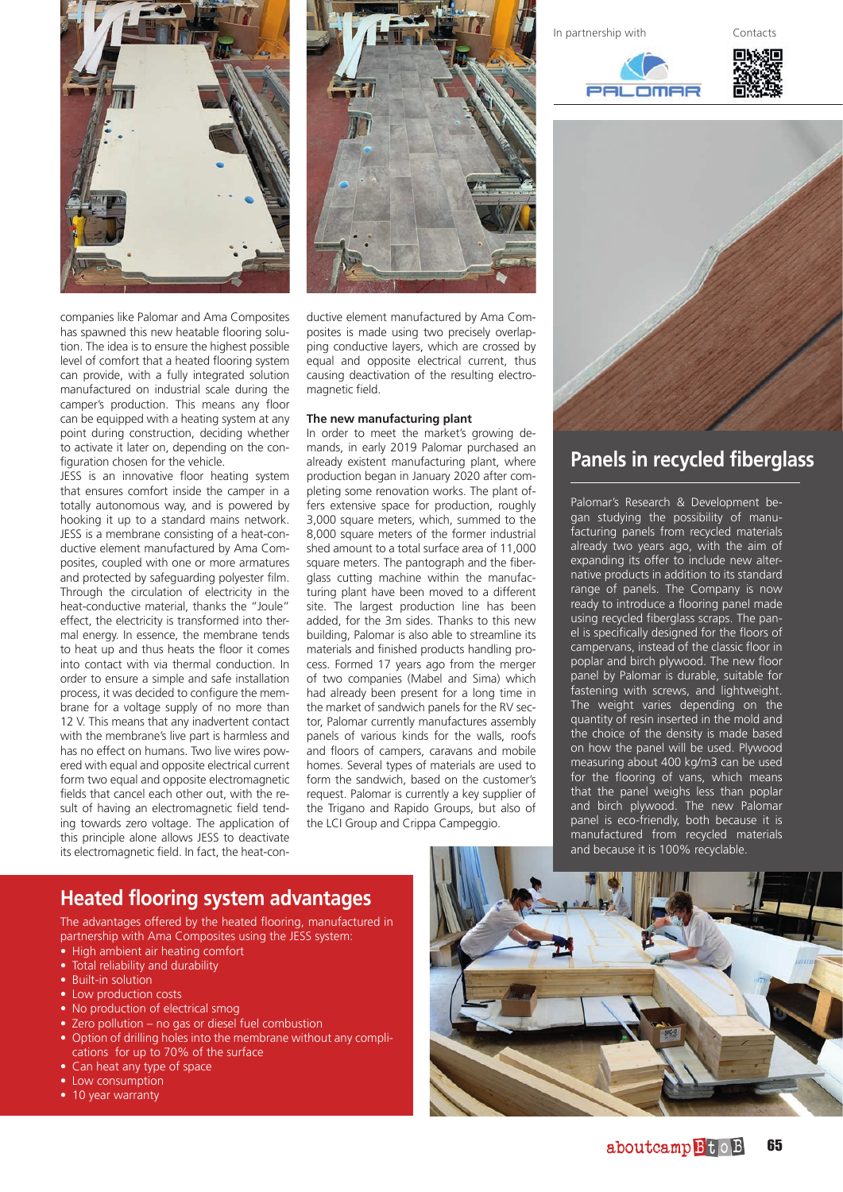In partnership with

Contacts

companies like Palomar and Ama Composites has spawned this new heatable flooring solution. The idea is to ensure the highest possible level of comfort that a heated flooring system can provide, with a fully integrated solution manufactured on industrial scale during the camper's production. This means any floor can be equipped with a heating system at any point during construction, deciding whether to activate it later on, depending on the configuration chosen for the vehicle.

JESS is an innovative floor heating system that ensures comfort inside the camper in a totally autonomous way, and is powered by hooking it up to a standard mains network. JESS is a membrane consisting of a heat-conductive element manufactured by Ama Composites, coupled with one or more armatures and protected by safeguarding polyester film. Through the circulation of electricity in the heat-conductive material, thanks the "Joule" effect, the electricity is transformed into thermal energy. In essence, the membrane tends to heat up and thus heats the floor it comes into contact with via thermal conduction. In order to ensure a simple and safe installation process, it was decided to configure the membrane for a voltage supply of no more than 12 V. This means that any inadvertent contact with the membrane's live part is harmless and has no effect on humans. Two live wires powered with equal and opposite electrical current form two equal and opposite electromagnetic fields that cancel each other out, with the result of having an electromagnetic field tending towards zero voltage. The application of this principle alone allows JESS to deactivate its electromagnetic field. In fact, the heat-conductive element manufactured by Ama Composites is made using two precisely overlapping conductive layers, which are crossed by equal and opposite electrical current, thus causing deactivation of the resulting electromagnetic field.

### The new manufacturing plant

In order to meet the market's growing demands, in early 2019 Palomar purchased an already existent manufacturing plant, where production began in January 2020 after completing some renovation works. The plant offers extensive space for production, roughly 3,000 square meters, which, summed to the 8,000 square meters of the former industrial shed amount to a total surface area of 11,000 square meters. The pantograph and the fiberglass cutting machine within the manufacturing plant have been moved to a different site. The largest production line has been added, for the 3m sides. Thanks to this new building, Palomar is also able to streamline its materials and finished products handling process. Formed 17 years ago from the merger of two companies (Mabel and Sima) which had already been present for a long time in the market of sandwich panels for the RV sector, Palomar currently manufactures assembly panels of various kinds for the walls, roofs and floors of campers, caravans and mobile homes. Several types of materials are used to form the sandwich, based on the customer's request. Palomar is currently a key supplier of the Trigano and Rapido Groups, but also of the LCI Group and Crippa Campeggio.

## Panels in recycled fiberglass

Palomar's Research & Development began studying the possibility of manufacturing panels from recycled materials already two years ago, with the aim of expanding its offer to include new alternative products in addition to its standard range of panels. The Company is now ready to introduce a flooring panel made using recycled fiberglass scraps. The panel is specifically designed for the floors of campervans, instead of the classic floor in poplar and birch plywood. The new floor panel by Palomar is durable, suitable for fastening with screws, and lightweight. The weight varies depending on the quantity of resin inserted in the mold and the choice of the density is made based on how the panel will be used. Plywood measuring about 400 kg/m3 can be used for the flooring of vans, which means that the panel weighs less than poplar and birch plywood. The new Palomar panel is eco-friendly, both because it is manufactured from recycled materials and because it is 100% recyclable.

## Heated flooring system advantages

The advantages offered by the heated flooring, manufactured in partnership with Ama Composites using the JESS system:

- High ambient air heating comfort
- Total reliability and durability
- Built-in solution
- Low production costs
- No production of electrical smog
- Zero pollution – no gas or diesel fuel combustion
- Option of drilling holes into the membrane without any complications for up to 70% of the surface
- Can heat any type of space
- Low consumption
- 10 year warranty